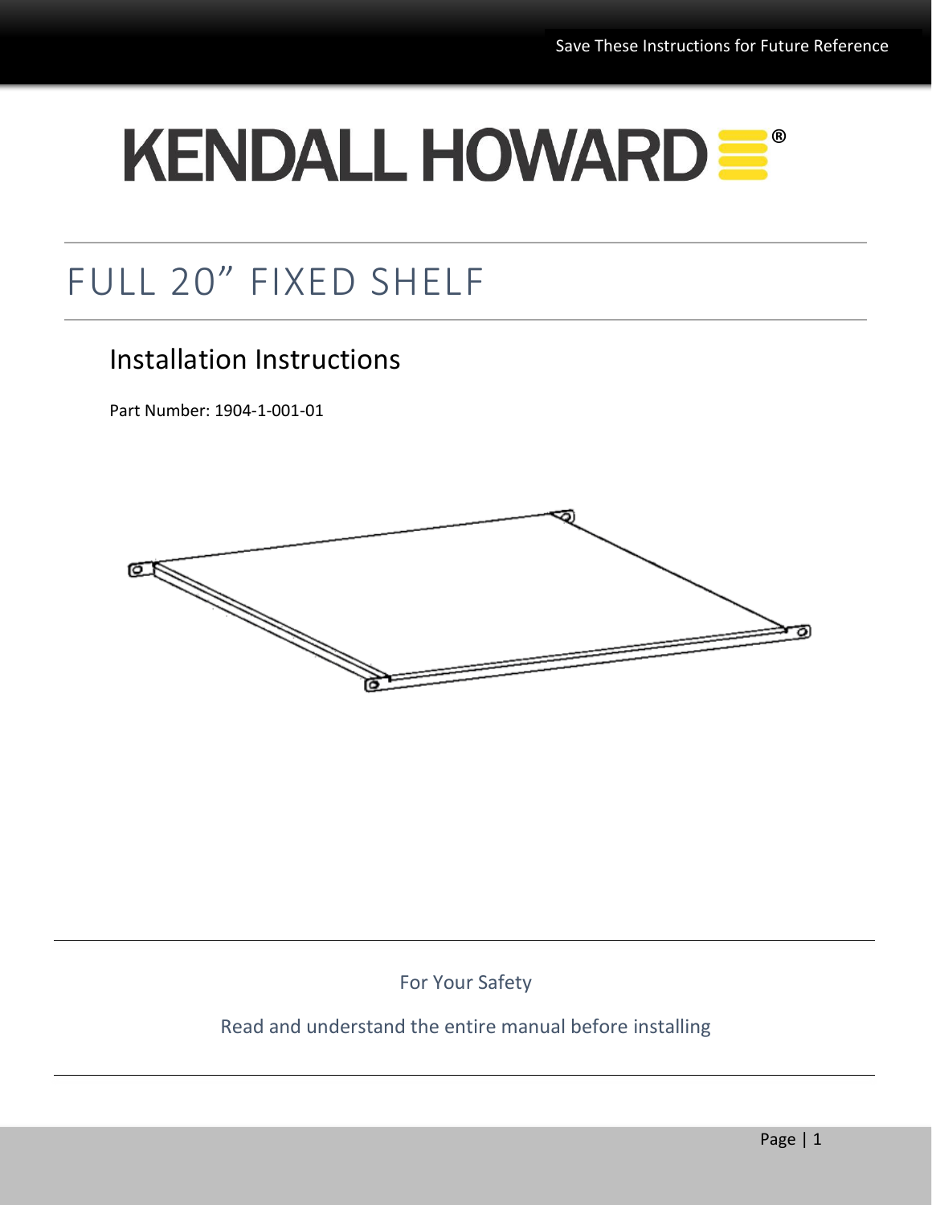Save These Instructions for Future Reference

# KENDALL HOWARD®

# FULL 20" FIXED SHELF

## Installation Instructions

Part Number: 1904-1-001-01

For Your Safety

Read and understand the entire manual before installing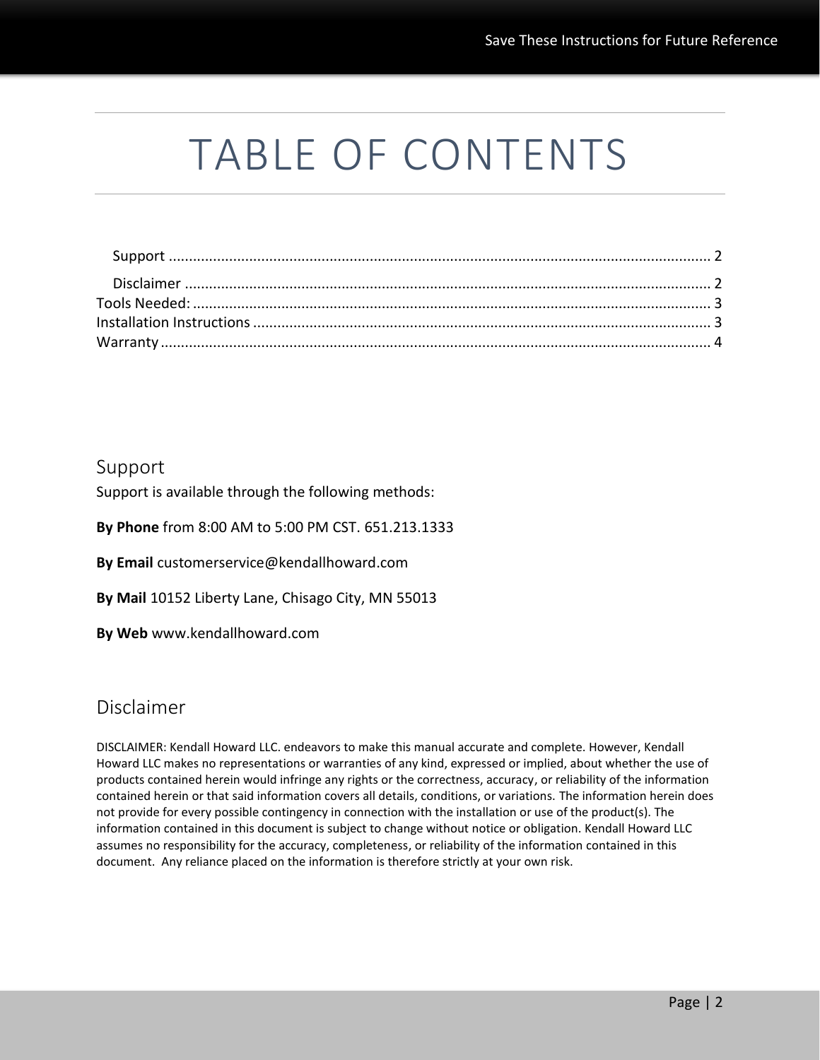# TABLE OF CONTENTS

Support ..... 2

Disclaimer ..... 2

Tools Needed: ..... 3

Installation Instructions ..... 3

Warranty ..... 4

## Support

Support is available through the following methods:

**By Phone** from 8:00 AM to 5:00 PM CST. 651.213.1333

**By Email** customerservice@kendallhoward.com

**By Mail** 10152 Liberty Lane, Chisago City, MN 55013

**By Web** www.kendallhoward.com

## Disclaimer

DISCLAIMER: Kendall Howard LLC. endeavors to make this manual accurate and complete. However, Kendall Howard LLC makes no representations or warranties of any kind, expressed or implied, about whether the use of products contained herein would infringe any rights or the correctness, accuracy, or reliability of the information contained herein or that said information covers all details, conditions, or variations. The information herein does not provide for every possible contingency in connection with the installation or use of the product(s). The information contained in this document is subject to change without notice or obligation. Kendall Howard LLC assumes no responsibility for the accuracy, completeness, or reliability of the information contained in this document. Any reliance placed on the information is therefore strictly at your own risk.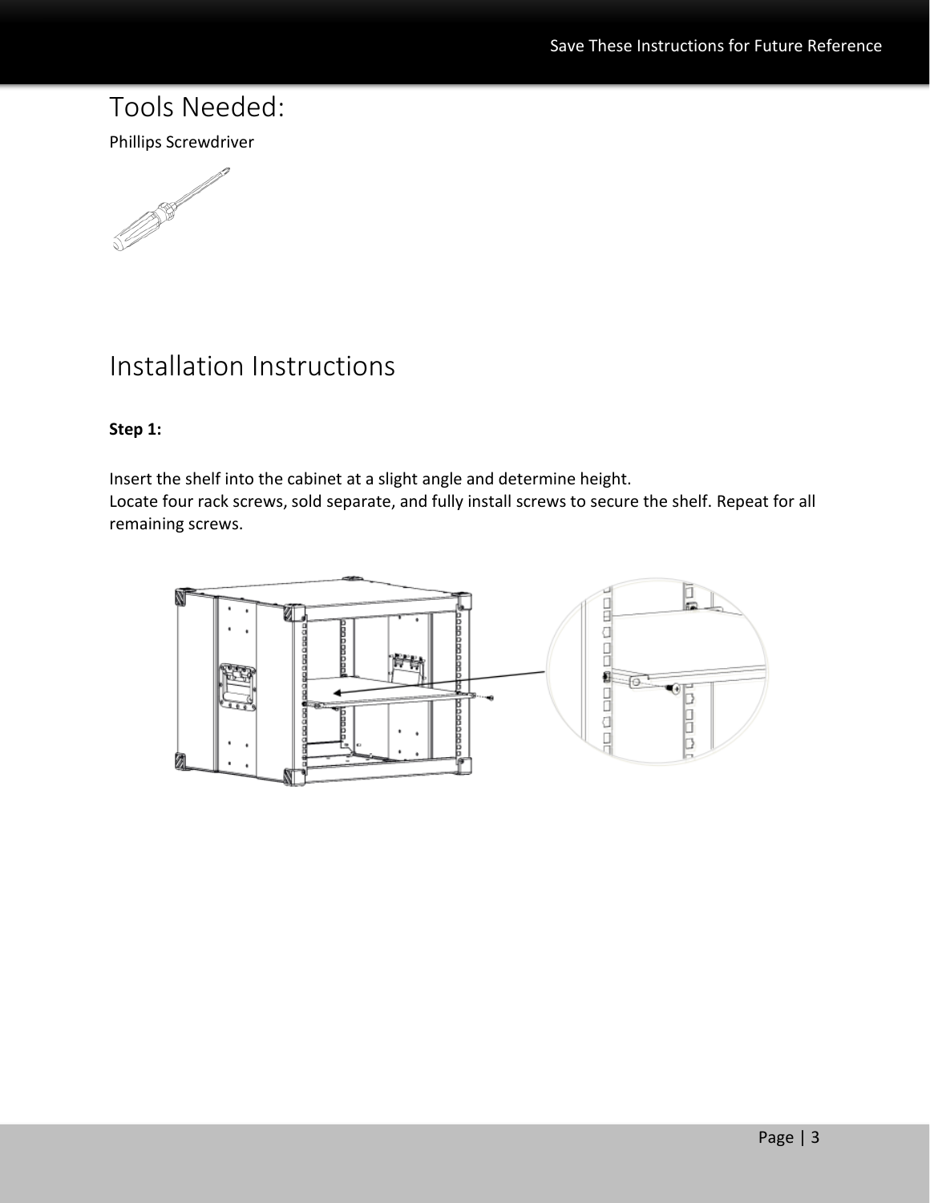# Tools Needed:

Phillips Screwdriver

# Installation Instructions

**Step 1:**

Insert the shelf into the cabinet at a slight angle and determine height.
Locate four rack screws, sold separate, and fully install screws to secure the shelf. Repeat for all remaining screws.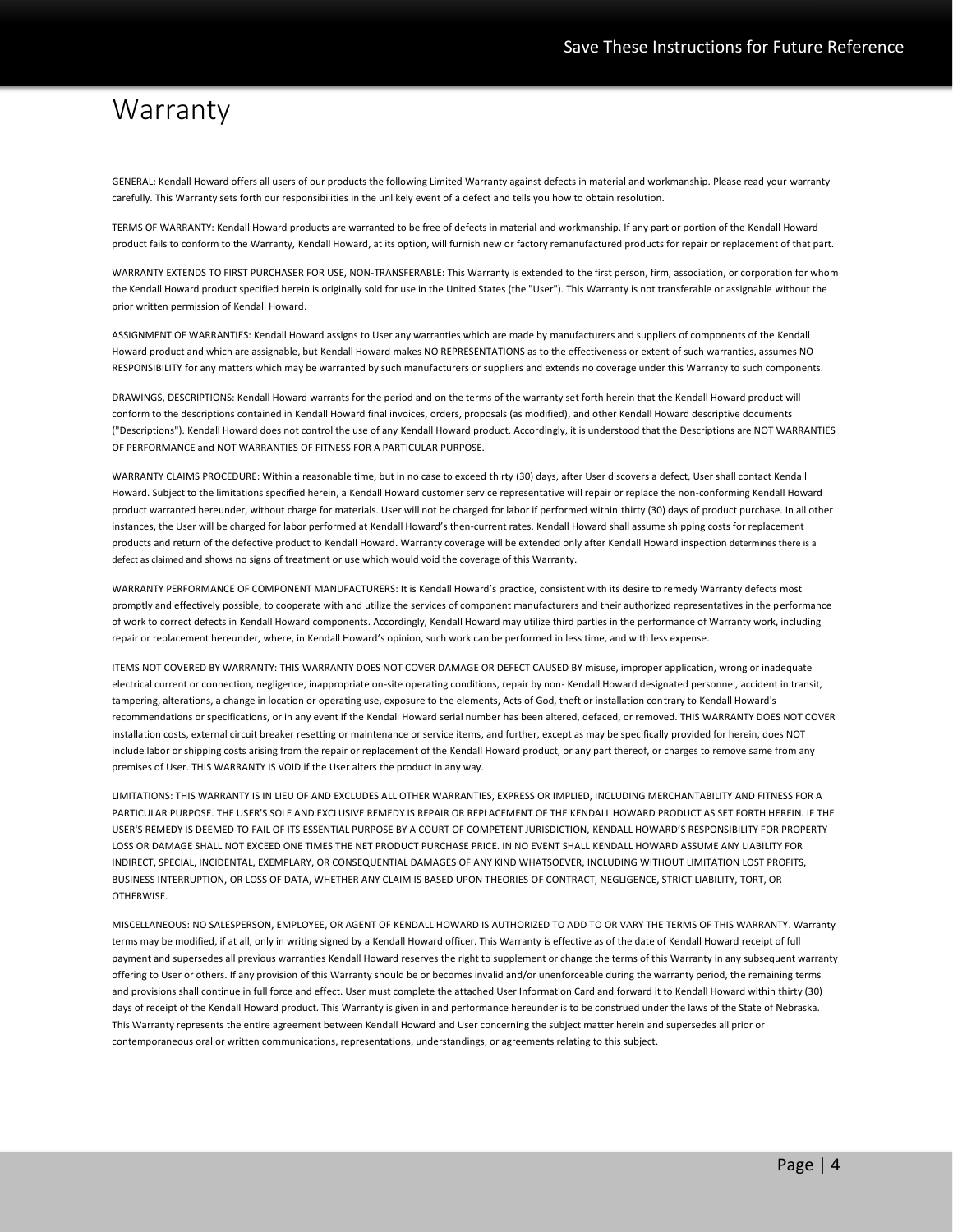# Warranty

GENERAL: Kendall Howard offers all users of our products the following Limited Warranty against defects in material and workmanship. Please read your warranty carefully. This Warranty sets forth our responsibilities in the unlikely event of a defect and tells you how to obtain resolution.

TERMS OF WARRANTY: Kendall Howard products are warranted to be free of defects in material and workmanship. If any part or portion of the Kendall Howard product fails to conform to the Warranty, Kendall Howard, at its option, will furnish new or factory remanufactured products for repair or replacement of that part.

WARRANTY EXTENDS TO FIRST PURCHASER FOR USE, NON-TRANSFERABLE: This Warranty is extended to the first person, firm, association, or corporation for whom the Kendall Howard product specified herein is originally sold for use in the United States (the "User"). This Warranty is not transferable or assignable without the prior written permission of Kendall Howard.

ASSIGNMENT OF WARRANTIES: Kendall Howard assigns to User any warranties which are made by manufacturers and suppliers of components of the Kendall Howard product and which are assignable, but Kendall Howard makes NO REPRESENTATIONS as to the effectiveness or extent of such warranties, assumes NO RESPONSIBILITY for any matters which may be warranted by such manufacturers or suppliers and extends no coverage under this Warranty to such components.

DRAWINGS, DESCRIPTIONS: Kendall Howard warrants for the period and on the terms of the warranty set forth herein that the Kendall Howard product will conform to the descriptions contained in Kendall Howard final invoices, orders, proposals (as modified), and other Kendall Howard descriptive documents ("Descriptions"). Kendall Howard does not control the use of any Kendall Howard product. Accordingly, it is understood that the Descriptions are NOT WARRANTIES OF PERFORMANCE and NOT WARRANTIES OF FITNESS FOR A PARTICULAR PURPOSE.

WARRANTY CLAIMS PROCEDURE: Within a reasonable time, but in no case to exceed thirty (30) days, after User discovers a defect, User shall contact Kendall Howard. Subject to the limitations specified herein, a Kendall Howard customer service representative will repair or replace the non-conforming Kendall Howard product warranted hereunder, without charge for materials. User will not be charged for labor if performed within thirty (30) days of product purchase. In all other instances, the User will be charged for labor performed at Kendall Howard's then-current rates. Kendall Howard shall assume shipping costs for replacement products and return of the defective product to Kendall Howard. Warranty coverage will be extended only after Kendall Howard inspection determines there is a defect as claimed and shows no signs of treatment or use which would void the coverage of this Warranty.

WARRANTY PERFORMANCE OF COMPONENT MANUFACTURERS: It is Kendall Howard's practice, consistent with its desire to remedy Warranty defects most promptly and effectively possible, to cooperate with and utilize the services of component manufacturers and their authorized representatives in the performance of work to correct defects in Kendall Howard components. Accordingly, Kendall Howard may utilize third parties in the performance of Warranty work, including repair or replacement hereunder, where, in Kendall Howard's opinion, such work can be performed in less time, and with less expense.

ITEMS NOT COVERED BY WARRANTY: THIS WARRANTY DOES NOT COVER DAMAGE OR DEFECT CAUSED BY misuse, improper application, wrong or inadequate electrical current or connection, negligence, inappropriate on-site operating conditions, repair by non- Kendall Howard designated personnel, accident in transit, tampering, alterations, a change in location or operating use, exposure to the elements, Acts of God, theft or installation contrary to Kendall Howard's recommendations or specifications, or in any event if the Kendall Howard serial number has been altered, defaced, or removed. THIS WARRANTY DOES NOT COVER installation costs, external circuit breaker resetting or maintenance or service items, and further, except as may be specifically provided for herein, does NOT include labor or shipping costs arising from the repair or replacement of the Kendall Howard product, or any part thereof, or charges to remove same from any premises of User. THIS WARRANTY IS VOID if the User alters the product in any way.

LIMITATIONS: THIS WARRANTY IS IN LIEU OF AND EXCLUDES ALL OTHER WARRANTIES, EXPRESS OR IMPLIED, INCLUDING MERCHANTABILITY AND FITNESS FOR A PARTICULAR PURPOSE. THE USER'S SOLE AND EXCLUSIVE REMEDY IS REPAIR OR REPLACEMENT OF THE KENDALL HOWARD PRODUCT AS SET FORTH HEREIN. IF THE USER'S REMEDY IS DEEMED TO FAIL OF ITS ESSENTIAL PURPOSE BY A COURT OF COMPETENT JURISDICTION, KENDALL HOWARD'S RESPONSIBILITY FOR PROPERTY LOSS OR DAMAGE SHALL NOT EXCEED ONE TIMES THE NET PRODUCT PURCHASE PRICE. IN NO EVENT SHALL KENDALL HOWARD ASSUME ANY LIABILITY FOR INDIRECT, SPECIAL, INCIDENTAL, EXEMPLARY, OR CONSEQUENTIAL DAMAGES OF ANY KIND WHATSOEVER, INCLUDING WITHOUT LIMITATION LOST PROFITS, BUSINESS INTERRUPTION, OR LOSS OF DATA, WHETHER ANY CLAIM IS BASED UPON THEORIES OF CONTRACT, NEGLIGENCE, STRICT LIABILITY, TORT, OR OTHERWISE.

MISCELLANEOUS: NO SALESPERSON, EMPLOYEE, OR AGENT OF KENDALL HOWARD IS AUTHORIZED TO ADD TO OR VARY THE TERMS OF THIS WARRANTY. Warranty terms may be modified, if at all, only in writing signed by a Kendall Howard officer. This Warranty is effective as of the date of Kendall Howard receipt of full payment and supersedes all previous warranties Kendall Howard reserves the right to supplement or change the terms of this Warranty in any subsequent warranty offering to User or others. If any provision of this Warranty should be or becomes invalid and/or unenforceable during the warranty period, the remaining terms and provisions shall continue in full force and effect. User must complete the attached User Information Card and forward it to Kendall Howard within thirty (30) days of receipt of the Kendall Howard product. This Warranty is given in and performance hereunder is to be construed under the laws of the State of Nebraska. This Warranty represents the entire agreement between Kendall Howard and User concerning the subject matter herein and supersedes all prior or contemporaneous oral or written communications, representations, understandings, or agreements relating to this subject.